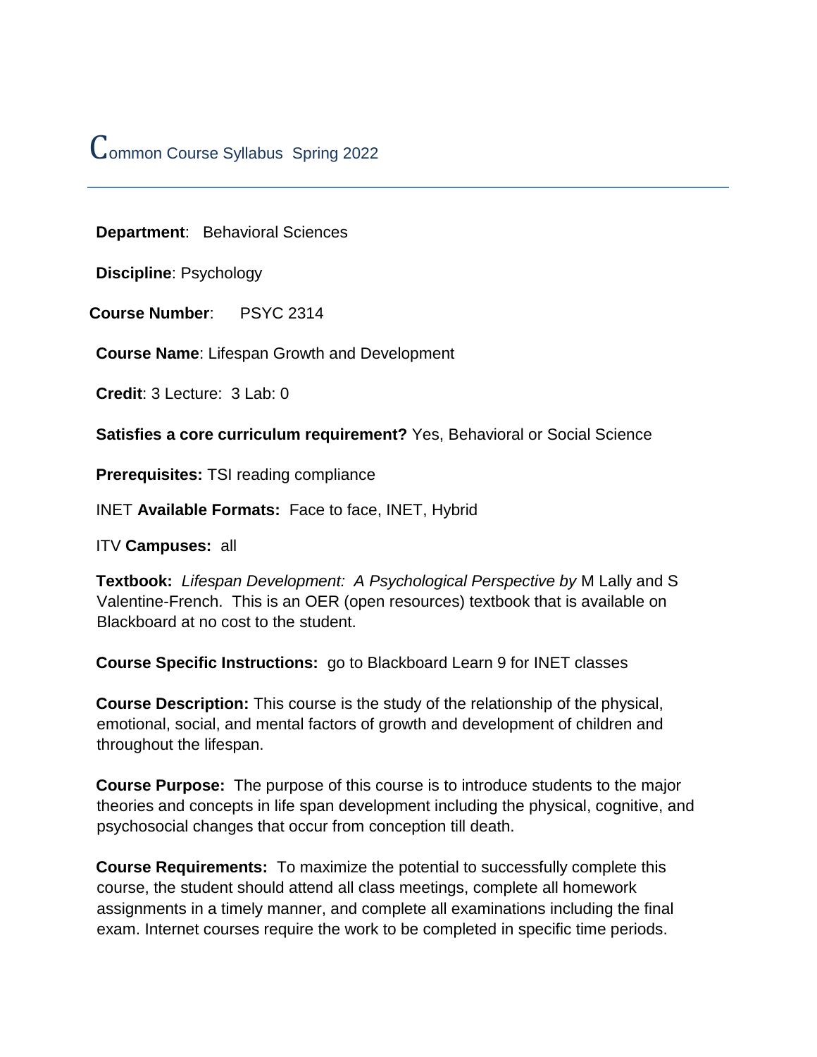# Common Course Syllabus Spring 2022

**Department**: Behavioral Sciences

**Discipline**: Psychology

**Course Number**: PSYC 2314

**Course Name**: Lifespan Growth and Development

**Credit**: 3 Lecture: 3 Lab: 0

**Satisfies a core curriculum requirement?** Yes, Behavioral or Social Science

**Prerequisites:** TSI reading compliance

INET **Available Formats:** Face to face, INET, Hybrid

ITV **Campuses:** all

**Textbook:** *Lifespan Development: A Psychological Perspective by* M Lally and S Valentine-French. This is an OER (open resources) textbook that is available on Blackboard at no cost to the student.

**Course Specific Instructions:** go to Blackboard Learn 9 for INET classes

**Course Description:** This course is the study of the relationship of the physical, emotional, social, and mental factors of growth and development of children and throughout the lifespan.

**Course Purpose:** The purpose of this course is to introduce students to the major theories and concepts in life span development including the physical, cognitive, and psychosocial changes that occur from conception till death.

**Course Requirements:** To maximize the potential to successfully complete this course, the student should attend all class meetings, complete all homework assignments in a timely manner, and complete all examinations including the final exam. Internet courses require the work to be completed in specific time periods.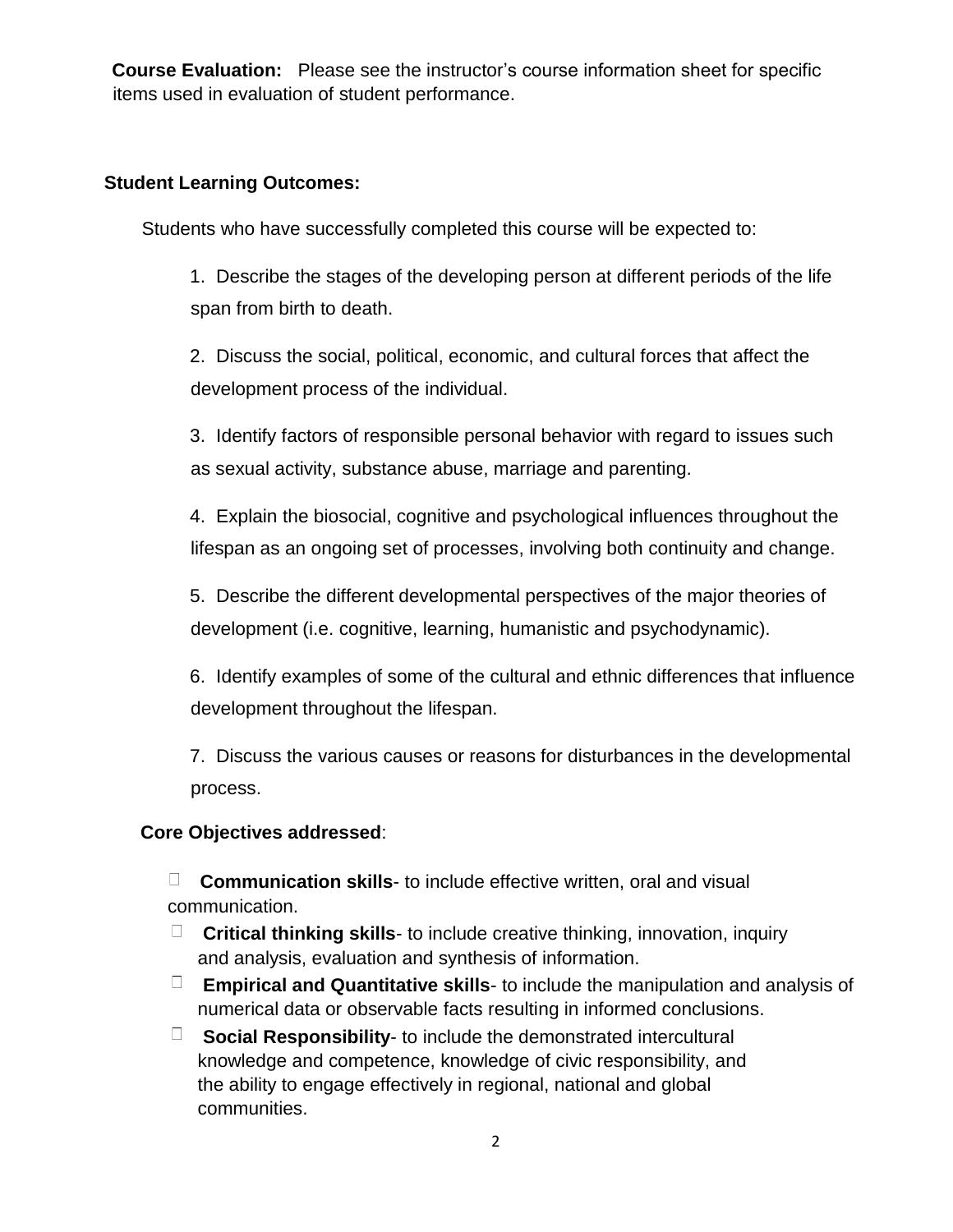**Course Evaluation:** Please see the instructor's course information sheet for specific items used in evaluation of student performance.

**Student Learning Outcomes:**

Students who have successfully completed this course will be expected to:

1. Describe the stages of the developing person at different periods of the life span from birth to death.
2. Discuss the social, political, economic, and cultural forces that affect the development process of the individual.
3. Identify factors of responsible personal behavior with regard to issues such as sexual activity, substance abuse, marriage and parenting.
4. Explain the biosocial, cognitive and psychological influences throughout the lifespan as an ongoing set of processes, involving both continuity and change.
5. Describe the different developmental perspectives of the major theories of development (i.e. cognitive, learning, humanistic and psychodynamic).
6. Identify examples of some of the cultural and ethnic differences that influence development throughout the lifespan.
7. Discuss the various causes or reasons for disturbances in the developmental process.

**Core Objectives addressed**:

- **Communication skills**- to include effective written, oral and visual communication.
- **Critical thinking skills**- to include creative thinking, innovation, inquiry and analysis, evaluation and synthesis of information.
- **Empirical and Quantitative skills**- to include the manipulation and analysis of numerical data or observable facts resulting in informed conclusions.
- **Social Responsibility**- to include the demonstrated intercultural knowledge and competence, knowledge of civic responsibility, and the ability to engage effectively in regional, national and global communities.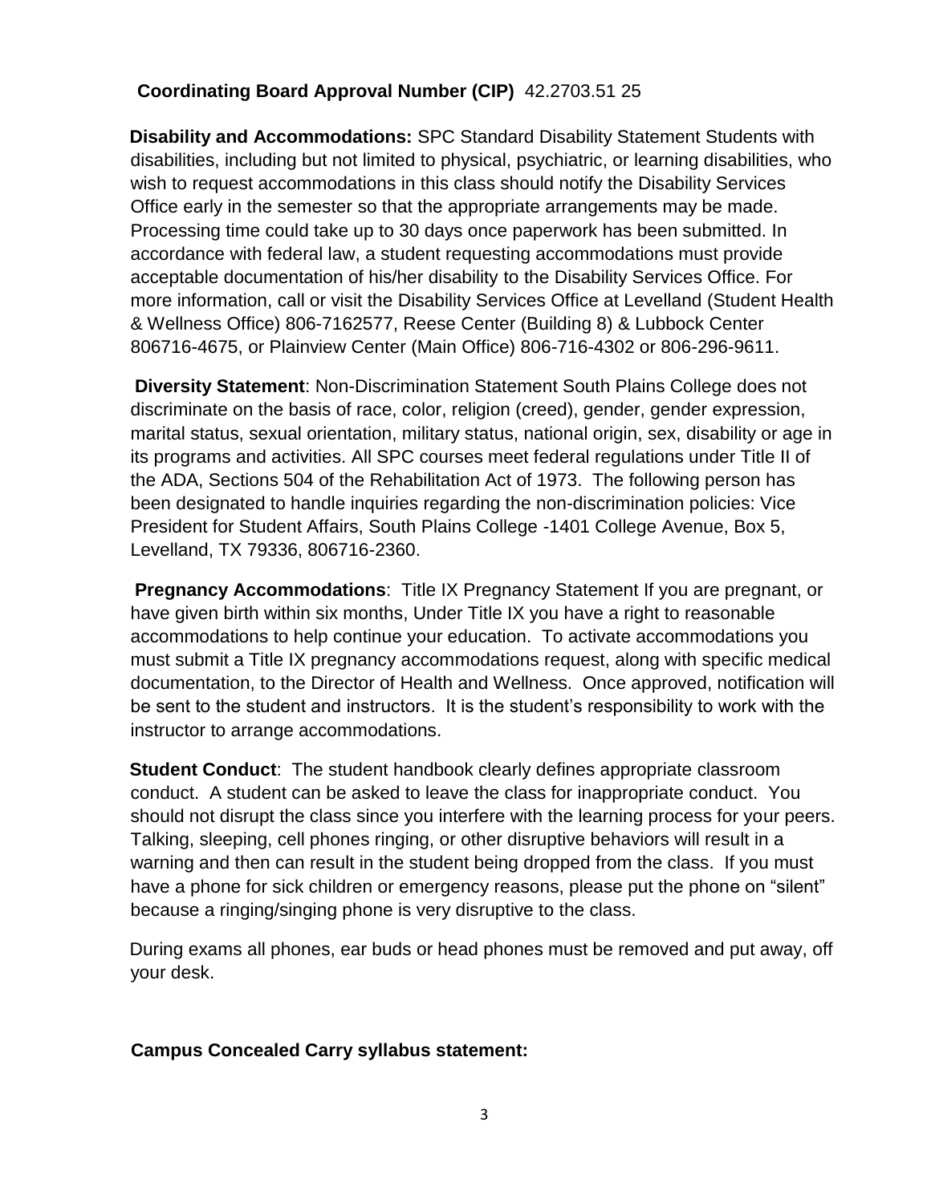**Coordinating Board Approval Number (CIP)** 42.2703.51 25

**Disability and Accommodations:** SPC Standard Disability Statement Students with disabilities, including but not limited to physical, psychiatric, or learning disabilities, who wish to request accommodations in this class should notify the Disability Services Office early in the semester so that the appropriate arrangements may be made. Processing time could take up to 30 days once paperwork has been submitted. In accordance with federal law, a student requesting accommodations must provide acceptable documentation of his/her disability to the Disability Services Office. For more information, call or visit the Disability Services Office at Levelland (Student Health & Wellness Office) 806-7162577, Reese Center (Building 8) & Lubbock Center 806716-4675, or Plainview Center (Main Office) 806-716-4302 or 806-296-9611.

**Diversity Statement**: Non-Discrimination Statement South Plains College does not discriminate on the basis of race, color, religion (creed), gender, gender expression, marital status, sexual orientation, military status, national origin, sex, disability or age in its programs and activities. All SPC courses meet federal regulations under Title II of the ADA, Sections 504 of the Rehabilitation Act of 1973. The following person has been designated to handle inquiries regarding the non-discrimination policies: Vice President for Student Affairs, South Plains College -1401 College Avenue, Box 5, Levelland, TX 79336, 806716-2360.

**Pregnancy Accommodations**: Title IX Pregnancy Statement If you are pregnant, or have given birth within six months, Under Title IX you have a right to reasonable accommodations to help continue your education. To activate accommodations you must submit a Title IX pregnancy accommodations request, along with specific medical documentation, to the Director of Health and Wellness. Once approved, notification will be sent to the student and instructors. It is the student's responsibility to work with the instructor to arrange accommodations.

**Student Conduct**: The student handbook clearly defines appropriate classroom conduct. A student can be asked to leave the class for inappropriate conduct. You should not disrupt the class since you interfere with the learning process for your peers. Talking, sleeping, cell phones ringing, or other disruptive behaviors will result in a warning and then can result in the student being dropped from the class. If you must have a phone for sick children or emergency reasons, please put the phone on "silent" because a ringing/singing phone is very disruptive to the class.

During exams all phones, ear buds or head phones must be removed and put away, off your desk.

**Campus Concealed Carry syllabus statement:**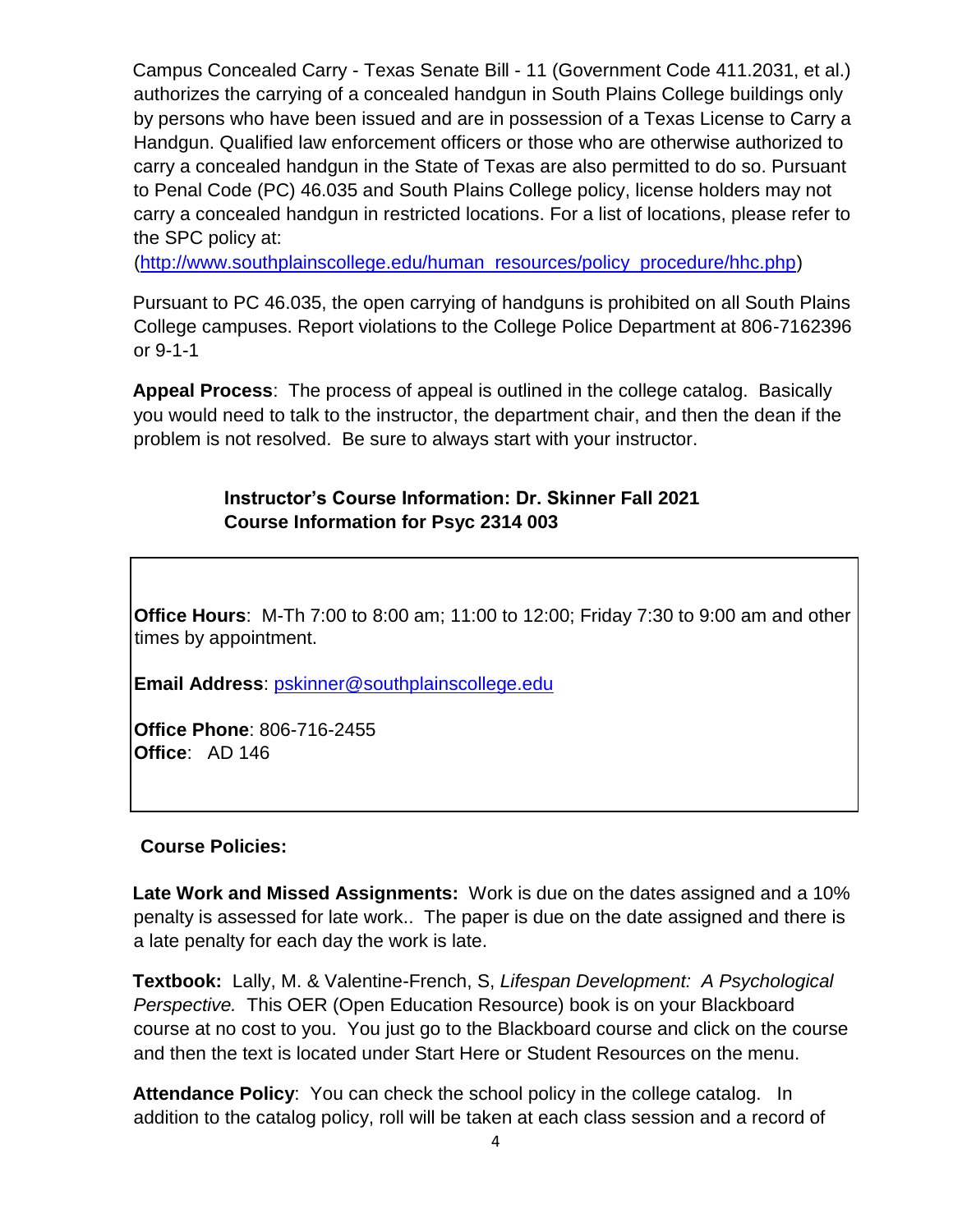Campus Concealed Carry - Texas Senate Bill - 11 (Government Code 411.2031, et al.) authorizes the carrying of a concealed handgun in South Plains College buildings only by persons who have been issued and are in possession of a Texas License to Carry a Handgun. Qualified law enforcement officers or those who are otherwise authorized to carry a concealed handgun in the State of Texas are also permitted to do so. Pursuant to Penal Code (PC) 46.035 and South Plains College policy, license holders may not carry a concealed handgun in restricted locations. For a list of locations, please refer to the SPC policy at: (http://www.southplainscollege.edu/human_resources/policy_procedure/hhc.php)

Pursuant to PC 46.035, the open carrying of handguns is prohibited on all South Plains College campuses. Report violations to the College Police Department at 806-7162396 or 9-1-1

**Appeal Process**: The process of appeal is outlined in the college catalog. Basically you would need to talk to the instructor, the department chair, and then the dean if the problem is not resolved. Be sure to always start with your instructor.

**Instructor's Course Information: Dr. Skinner Fall 2021**
**Course Information for Psyc 2314 003**

**Office Hours**: M-Th 7:00 to 8:00 am; 11:00 to 12:00; Friday 7:30 to 9:00 am and other times by appointment.

**Email Address**: pskinner@southplainscollege.edu

**Office Phone**: 806-716-2455
**Office**: AD 146

**Course Policies:**

**Late Work and Missed Assignments:** Work is due on the dates assigned and a 10% penalty is assessed for late work.. The paper is due on the date assigned and there is a late penalty for each day the work is late.

**Textbook:** Lally, M. & Valentine-French, S, *Lifespan Development: A Psychological Perspective.* This OER (Open Education Resource) book is on your Blackboard course at no cost to you. You just go to the Blackboard course and click on the course and then the text is located under Start Here or Student Resources on the menu.

**Attendance Policy**: You can check the school policy in the college catalog. In addition to the catalog policy, roll will be taken at each class session and a record of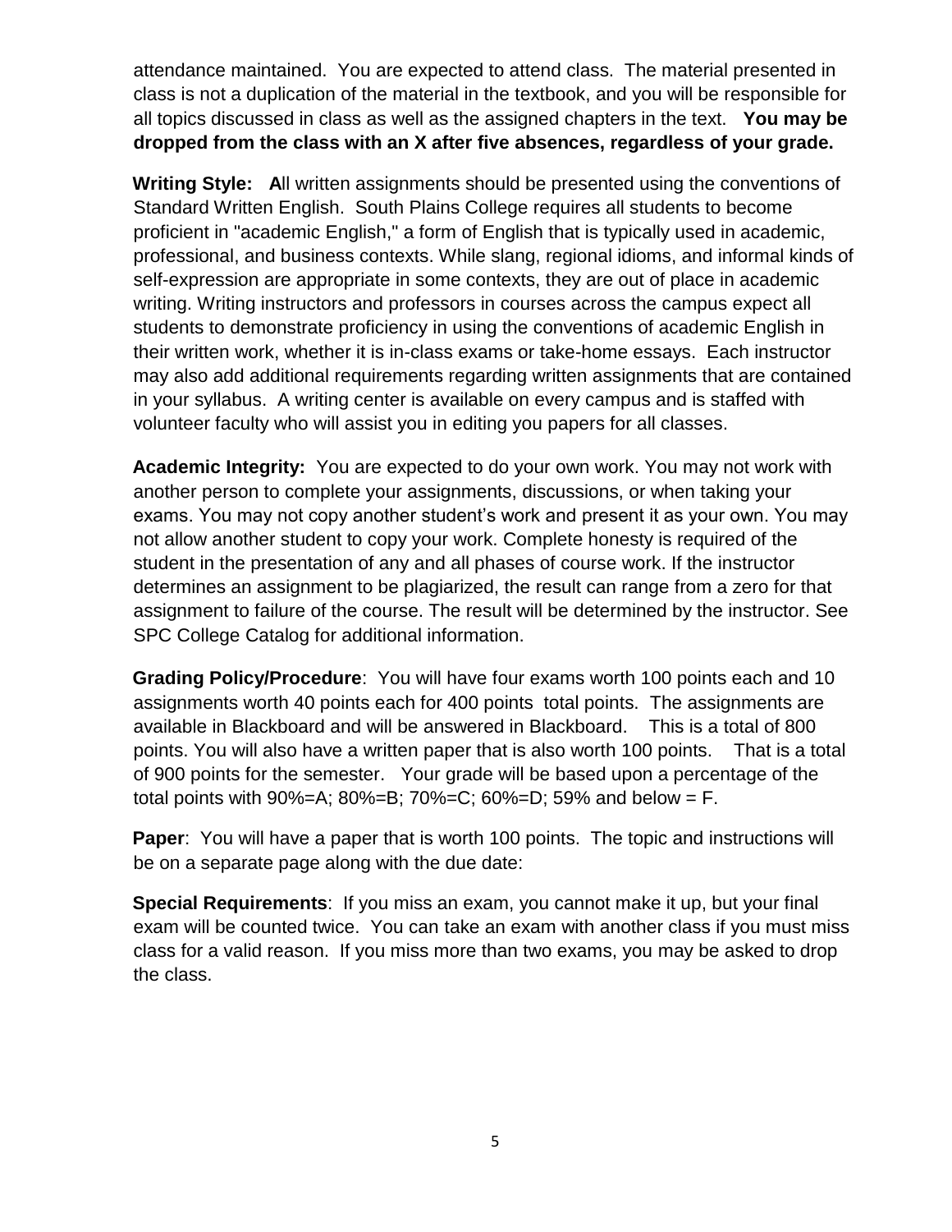attendance maintained. You are expected to attend class. The material presented in class is not a duplication of the material in the textbook, and you will be responsible for all topics discussed in class as well as the assigned chapters in the text. **You may be dropped from the class with an X after five absences, regardless of your grade.**

**Writing Style:** **A**ll written assignments should be presented using the conventions of Standard Written English. South Plains College requires all students to become proficient in "academic English," a form of English that is typically used in academic, professional, and business contexts. While slang, regional idioms, and informal kinds of self-expression are appropriate in some contexts, they are out of place in academic writing. Writing instructors and professors in courses across the campus expect all students to demonstrate proficiency in using the conventions of academic English in their written work, whether it is in-class exams or take-home essays. Each instructor may also add additional requirements regarding written assignments that are contained in your syllabus. A writing center is available on every campus and is staffed with volunteer faculty who will assist you in editing you papers for all classes.

**Academic Integrity:** You are expected to do your own work. You may not work with another person to complete your assignments, discussions, or when taking your exams. You may not copy another student's work and present it as your own. You may not allow another student to copy your work. Complete honesty is required of the student in the presentation of any and all phases of course work. If the instructor determines an assignment to be plagiarized, the result can range from a zero for that assignment to failure of the course. The result will be determined by the instructor. See SPC College Catalog for additional information.

**Grading Policy/Procedure**: You will have four exams worth 100 points each and 10 assignments worth 40 points each for 400 points total points. The assignments are available in Blackboard and will be answered in Blackboard. This is a total of 800 points. You will also have a written paper that is also worth 100 points. That is a total of 900 points for the semester. Your grade will be based upon a percentage of the total points with 90%=A; 80%=B; 70%=C; 60%=D; 59% and below = F.

**Paper**: You will have a paper that is worth 100 points. The topic and instructions will be on a separate page along with the due date:

**Special Requirements**: If you miss an exam, you cannot make it up, but your final exam will be counted twice. You can take an exam with another class if you must miss class for a valid reason. If you miss more than two exams, you may be asked to drop the class.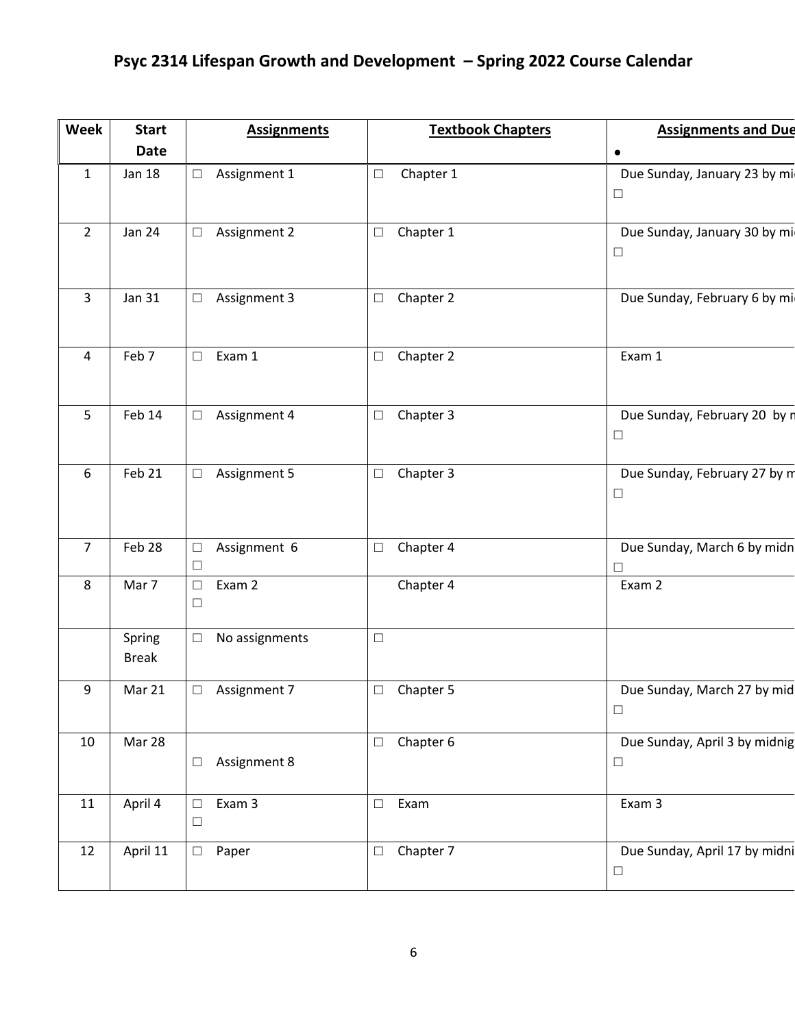# Psyc 2314 Lifespan Growth and Development – Spring 2022 Course Calendar

| Week | Start Date | Assignments | Textbook Chapters | Assignments and Due |
|---|---|---|---|---|
| | | | | • |
| 1 | Jan 18 | ☐ Assignment 1 | ☐ Chapter 1 | Due Sunday, January 23 by mi ☐ |
| 2 | Jan 24 | ☐ Assignment 2 | ☐ Chapter 1 | Due Sunday, January 30 by mi ☐ |
| 3 | Jan 31 | ☐ Assignment 3 | ☐ Chapter 2 | Due Sunday, February 6 by mi |
| 4 | Feb 7 | ☐ Exam 1 | ☐ Chapter 2 | Exam 1 |
| 5 | Feb 14 | ☐ Assignment 4 | ☐ Chapter 3 | Due Sunday, February 20 by n ☐ |
| 6 | Feb 21 | ☐ Assignment 5 | ☐ Chapter 3 | Due Sunday, February 27 by m ☐ |
| 7 | Feb 28 | ☐ Assignment 6 ☐ | ☐ Chapter 4 | Due Sunday, March 6 by midn ☐ |
| 8 | Mar 7 | ☐ Exam 2 ☐ | Chapter 4 | Exam 2 |
| | Spring Break | ☐ No assignments | ☐ | |
| 9 | Mar 21 | ☐ Assignment 7 | ☐ Chapter 5 | Due Sunday, March 27 by mid ☐ |
| 10 | Mar 28 | ☐ Assignment 8 | ☐ Chapter 6 | Due Sunday, April 3 by midnig ☐ |
| 11 | April 4 | ☐ Exam 3 ☐ | ☐ Exam | Exam 3 |
| 12 | April 11 | ☐ Paper | ☐ Chapter 7 | Due Sunday, April 17 by midni ☐ |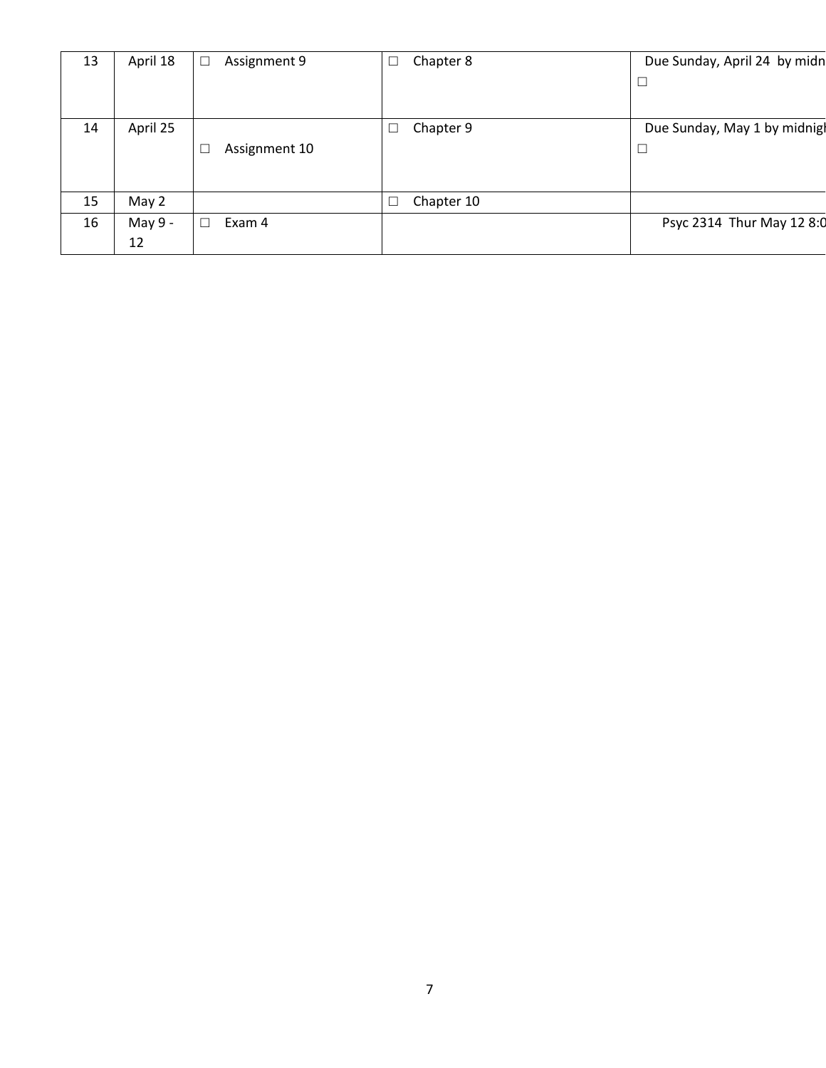| | | | | |
|---|---|---|---|---|
| 13 | April 18 | ☐ Assignment 9 | ☐ Chapter 8 | Due Sunday, April 24 by midn ☐ |
| 14 | April 25 | ☐ Assignment 10 | ☐ Chapter 9 | Due Sunday, May 1 by midnigl ☐ |
| 15 | May 2 | | ☐ Chapter 10 | |
| 16 | May 9 - 12 | ☐ Exam 4 | | Psyc 2314 Thur May 12 8:0 |